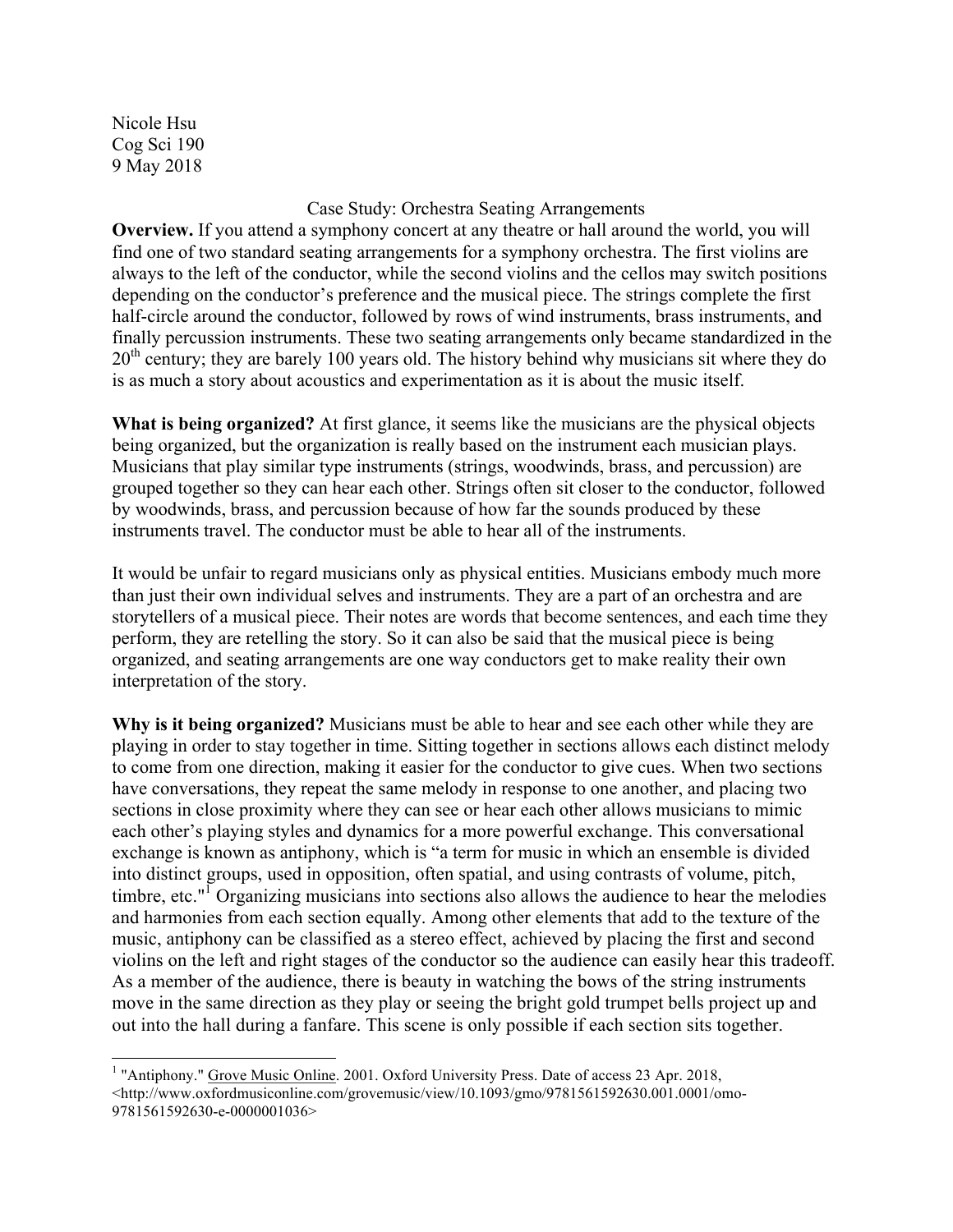Nicole Hsu
Cog Sci 190
9 May 2018

# Case Study: Orchestra Seating Arrangements

**Overview.** If you attend a symphony concert at any theatre or hall around the world, you will find one of two standard seating arrangements for a symphony orchestra. The first violins are always to the left of the conductor, while the second violins and the cellos may switch positions depending on the conductor's preference and the musical piece. The strings complete the first half-circle around the conductor, followed by rows of wind instruments, brass instruments, and finally percussion instruments. These two seating arrangements only became standardized in the 20th century; they are barely 100 years old. The history behind why musicians sit where they do is as much a story about acoustics and experimentation as it is about the music itself.

**What is being organized?** At first glance, it seems like the musicians are the physical objects being organized, but the organization is really based on the instrument each musician plays. Musicians that play similar type instruments (strings, woodwinds, brass, and percussion) are grouped together so they can hear each other. Strings often sit closer to the conductor, followed by woodwinds, brass, and percussion because of how far the sounds produced by these instruments travel. The conductor must be able to hear all of the instruments.

It would be unfair to regard musicians only as physical entities. Musicians embody much more than just their own individual selves and instruments. They are a part of an orchestra and are storytellers of a musical piece. Their notes are words that become sentences, and each time they perform, they are retelling the story. So it can also be said that the musical piece is being organized, and seating arrangements are one way conductors get to make reality their own interpretation of the story.

**Why is it being organized?** Musicians must be able to hear and see each other while they are playing in order to stay together in time. Sitting together in sections allows each distinct melody to come from one direction, making it easier for the conductor to give cues. When two sections have conversations, they repeat the same melody in response to one another, and placing two sections in close proximity where they can see or hear each other allows musicians to mimic each other's playing styles and dynamics for a more powerful exchange. This conversational exchange is known as antiphony, which is "a term for music in which an ensemble is divided into distinct groups, used in opposition, often spatial, and using contrasts of volume, pitch, timbre, etc."[1] Organizing musicians into sections also allows the audience to hear the melodies and harmonies from each section equally. Among other elements that add to the texture of the music, antiphony can be classified as a stereo effect, achieved by placing the first and second violins on the left and right stages of the conductor so the audience can easily hear this tradeoff. As a member of the audience, there is beauty in watching the bows of the string instruments move in the same direction as they play or seeing the bright gold trumpet bells project up and out into the hall during a fanfare. This scene is only possible if each section sits together.

---

[1] "Antiphony." Grove Music Online. 2001. Oxford University Press. Date of access 23 Apr. 2018, <http://www.oxfordmusiconline.com/grovemusic/view/10.1093/gmo/9781561592630.001.0001/omo-9781561592630-e-0000001036>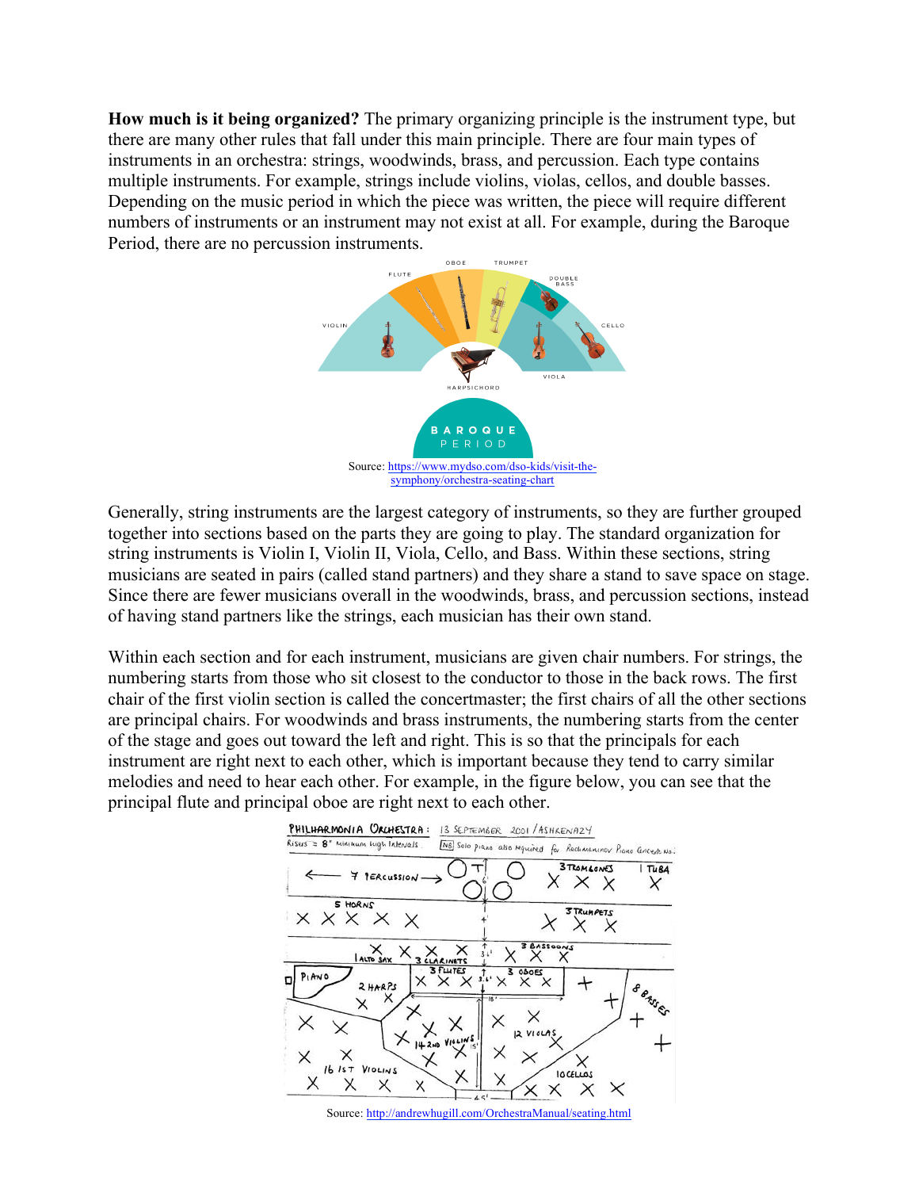**How much is it being organized?** The primary organizing principle is the instrument type, but there are many other rules that fall under this main principle. There are four main types of instruments in an orchestra: strings, woodwinds, brass, and percussion. Each type contains multiple instruments. For example, strings include violins, violas, cellos, and double basses. Depending on the music period in which the piece was written, the piece will require different numbers of instruments or an instrument may not exist at all. For example, during the Baroque Period, there are no percussion instruments.

Source: https://www.mydso.com/dso-kids/visit-the-symphony/orchestra-seating-chart

Generally, string instruments are the largest category of instruments, so they are further grouped together into sections based on the parts they are going to play. The standard organization for string instruments is Violin I, Violin II, Viola, Cello, and Bass. Within these sections, string musicians are seated in pairs (called stand partners) and they share a stand to save space on stage. Since there are fewer musicians overall in the woodwinds, brass, and percussion sections, instead of having stand partners like the strings, each musician has their own stand.

Within each section and for each instrument, musicians are given chair numbers. For strings, the numbering starts from those who sit closest to the conductor to those in the back rows. The first chair of the first violin section is called the concertmaster; the first chairs of all the other sections are principal chairs. For woodwinds and brass instruments, the numbering starts from the center of the stage and goes out toward the left and right. This is so that the principals for each instrument are right next to each other, which is important because they tend to carry similar melodies and need to hear each other. For example, in the figure below, you can see that the principal flute and principal oboe are right next to each other.

Source: http://andrewhugill.com/OrchestraManual/seating.html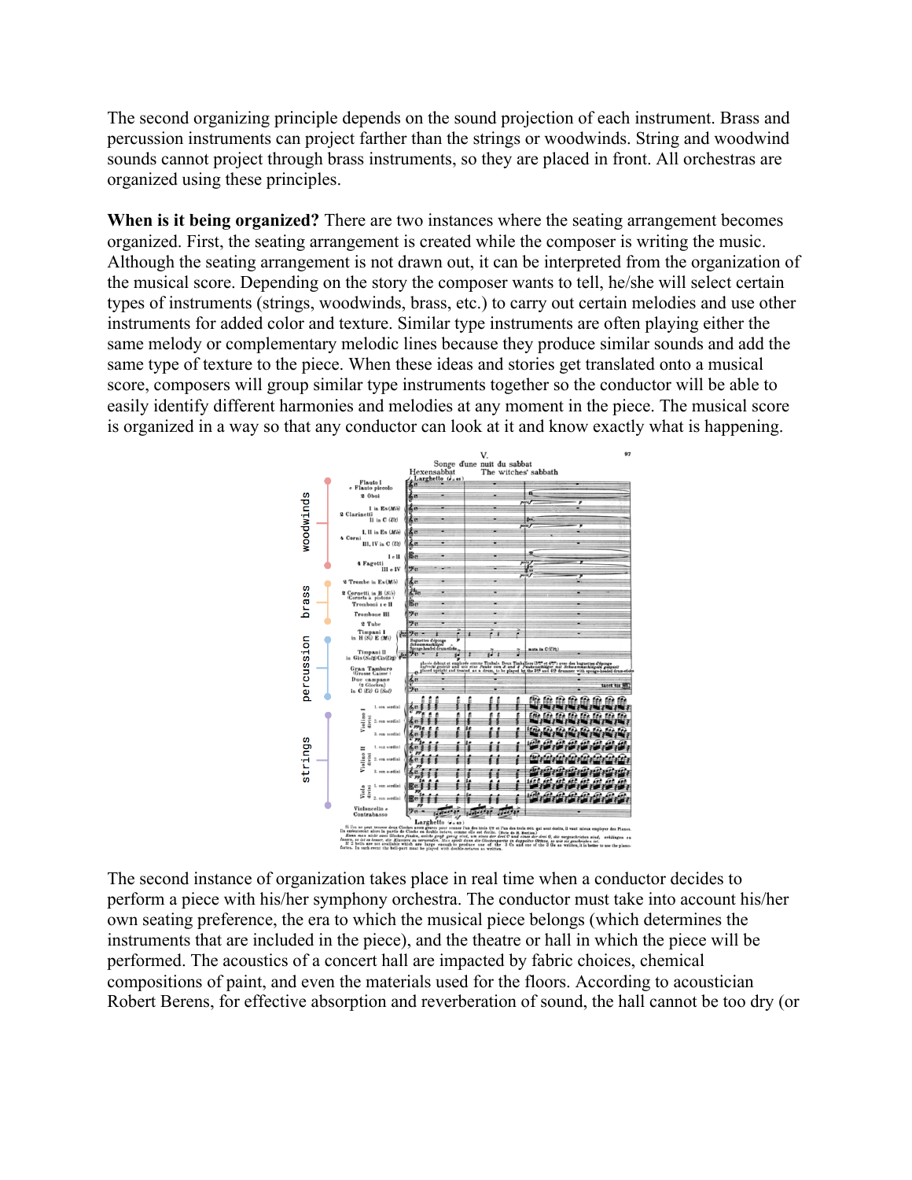The second organizing principle depends on the sound projection of each instrument. Brass and percussion instruments can project farther than the strings or woodwinds. String and woodwind sounds cannot project through brass instruments, so they are placed in front. All orchestras are organized using these principles.

**When is it being organized?** There are two instances where the seating arrangement becomes organized. First, the seating arrangement is created while the composer is writing the music. Although the seating arrangement is not drawn out, it can be interpreted from the organization of the musical score. Depending on the story the composer wants to tell, he/she will select certain types of instruments (strings, woodwinds, brass, etc.) to carry out certain melodies and use other instruments for added color and texture. Similar type instruments are often playing either the same melody or complementary melodic lines because they produce similar sounds and add the same type of texture to the piece. When these ideas and stories get translated onto a musical score, composers will group similar type instruments together so the conductor will be able to easily identify different harmonies and melodies at any moment in the piece. The musical score is organized in a way so that any conductor can look at it and know exactly what is happening.

The second instance of organization takes place in real time when a conductor decides to perform a piece with his/her symphony orchestra. The conductor must take into account his/her own seating preference, the era to which the musical piece belongs (which determines the instruments that are included in the piece), and the theatre or hall in which the piece will be performed. The acoustics of a concert hall are impacted by fabric choices, chemical compositions of paint, and even the materials used for the floors. According to acoustician Robert Berens, for effective absorption and reverberation of sound, the hall cannot be too dry (or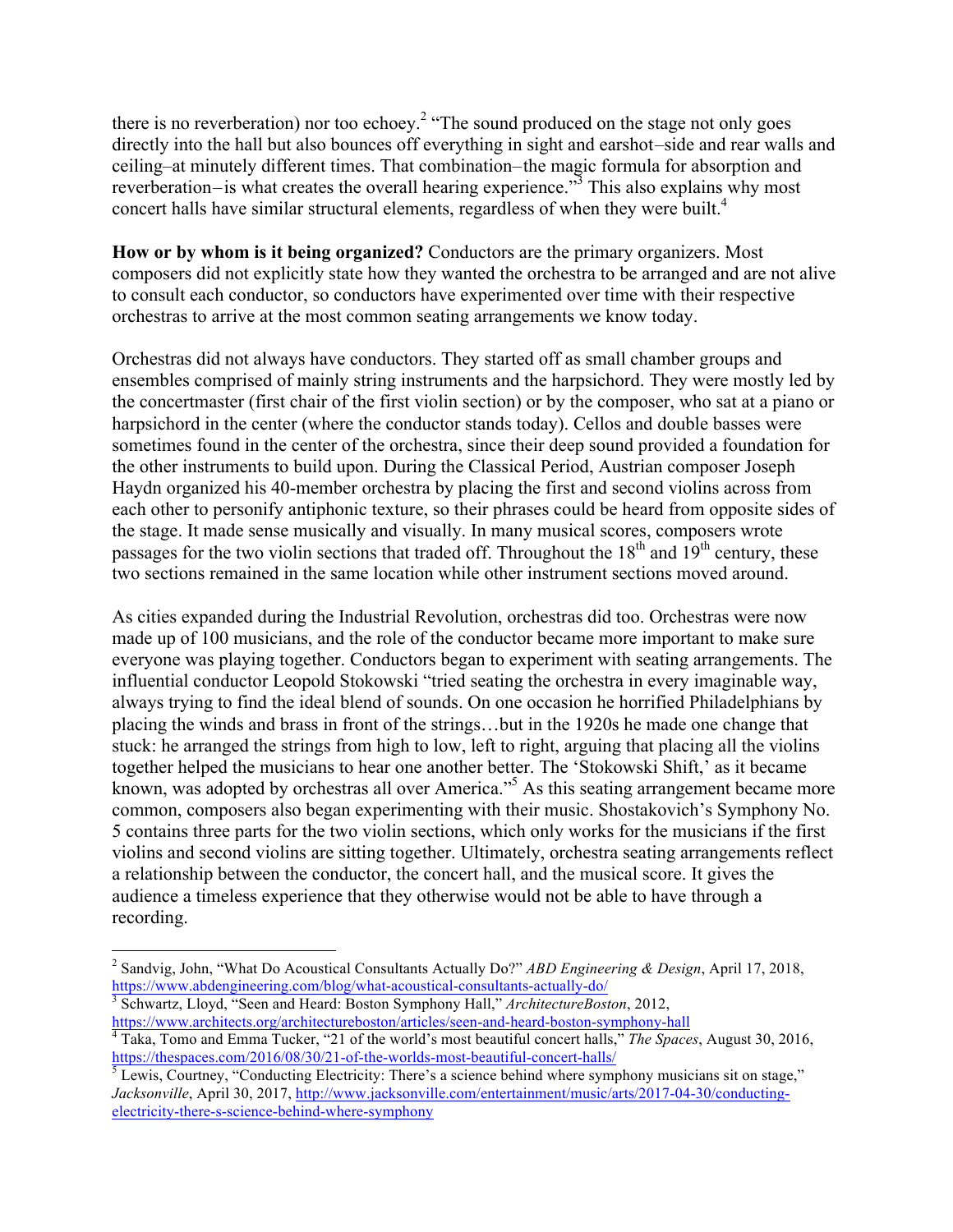there is no reverberation) nor too echoey.[2] "The sound produced on the stage not only goes directly into the hall but also bounces off everything in sight and earshot–side and rear walls and ceiling–at minutely different times. That combination–the magic formula for absorption and reverberation–is what creates the overall hearing experience."[3] This also explains why most concert halls have similar structural elements, regardless of when they were built.[4]

**How or by whom is it being organized?** Conductors are the primary organizers. Most composers did not explicitly state how they wanted the orchestra to be arranged and are not alive to consult each conductor, so conductors have experimented over time with their respective orchestras to arrive at the most common seating arrangements we know today.

Orchestras did not always have conductors. They started off as small chamber groups and ensembles comprised of mainly string instruments and the harpsichord. They were mostly led by the concertmaster (first chair of the first violin section) or by the composer, who sat at a piano or harpsichord in the center (where the conductor stands today). Cellos and double basses were sometimes found in the center of the orchestra, since their deep sound provided a foundation for the other instruments to build upon. During the Classical Period, Austrian composer Joseph Haydn organized his 40-member orchestra by placing the first and second violins across from each other to personify antiphonic texture, so their phrases could be heard from opposite sides of the stage. It made sense musically and visually. In many musical scores, composers wrote passages for the two violin sections that traded off. Throughout the 18th and 19th century, these two sections remained in the same location while other instrument sections moved around.

As cities expanded during the Industrial Revolution, orchestras did too. Orchestras were now made up of 100 musicians, and the role of the conductor became more important to make sure everyone was playing together. Conductors began to experiment with seating arrangements. The influential conductor Leopold Stokowski "tried seating the orchestra in every imaginable way, always trying to find the ideal blend of sounds. On one occasion he horrified Philadelphians by placing the winds and brass in front of the strings…but in the 1920s he made one change that stuck: he arranged the strings from high to low, left to right, arguing that placing all the violins together helped the musicians to hear one another better. The 'Stokowski Shift,' as it became known, was adopted by orchestras all over America."[5] As this seating arrangement became more common, composers also began experimenting with their music. Shostakovich's Symphony No. 5 contains three parts for the two violin sections, which only works for the musicians if the first violins and second violins are sitting together. Ultimately, orchestra seating arrangements reflect a relationship between the conductor, the concert hall, and the musical score. It gives the audience a timeless experience that they otherwise would not be able to have through a recording.

---

[2] Sandvig, John, "What Do Acoustical Consultants Actually Do?" *ABD Engineering & Design*, April 17, 2018, https://www.abdengineering.com/blog/what-acoustical-consultants-actually-do/

[3] Schwartz, Lloyd, "Seen and Heard: Boston Symphony Hall," *ArchitectureBoston*, 2012, https://www.architects.org/architectureboston/articles/seen-and-heard-boston-symphony-hall

[4] Taka, Tomo and Emma Tucker, "21 of the world's most beautiful concert halls," *The Spaces*, August 30, 2016, https://thespaces.com/2016/08/30/21-of-the-worlds-most-beautiful-concert-halls/

[5] Lewis, Courtney, "Conducting Electricity: There's a science behind where symphony musicians sit on stage," *Jacksonville*, April 30, 2017, http://www.jacksonville.com/entertainment/music/arts/2017-04-30/conducting-electricity-there-s-science-behind-where-symphony